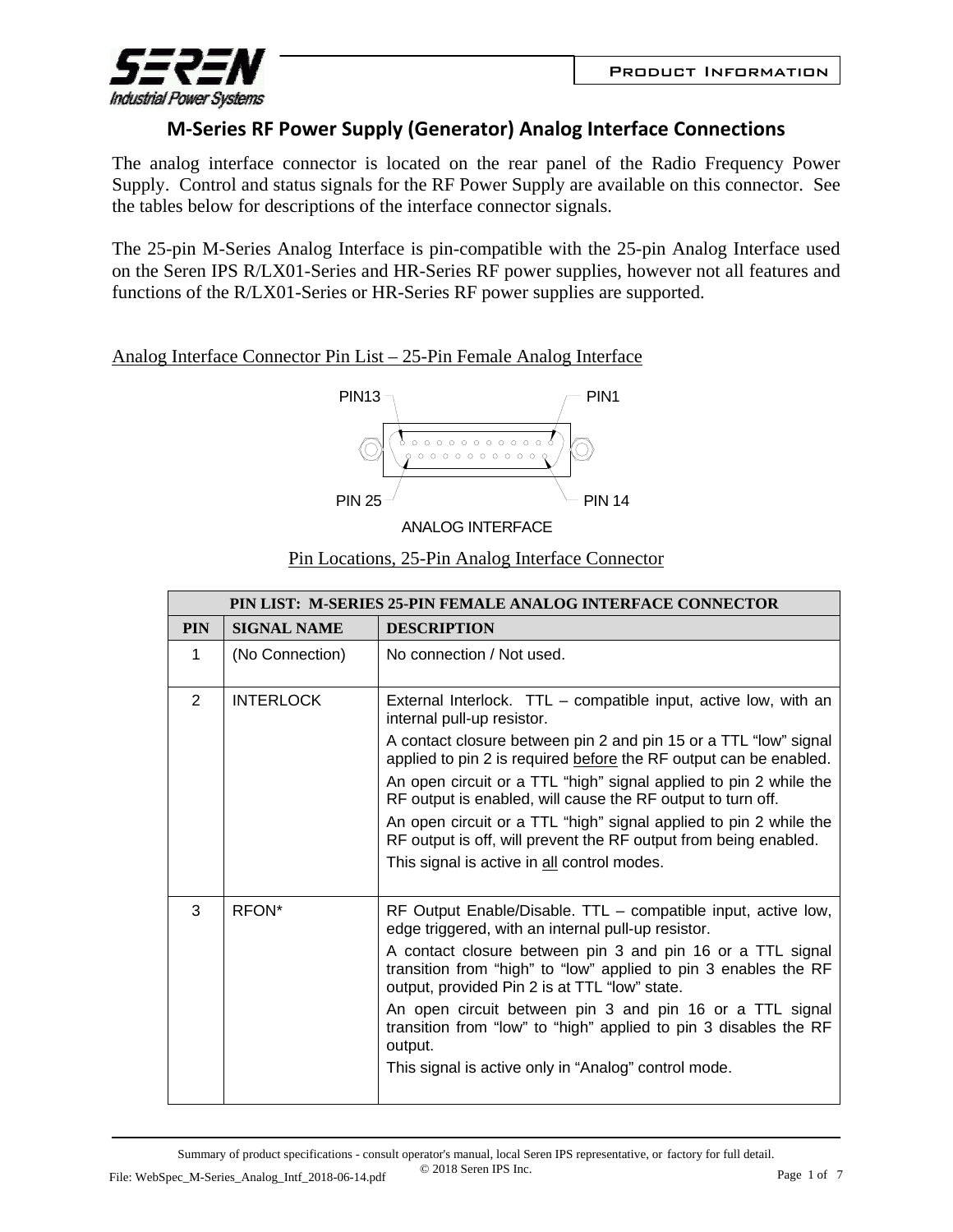# M-Series RF Power Supply (Generator) Analog Interface Connections

The analog interface connector is located on the rear panel of the Radio Frequency Power Supply. Control and status signals for the RF Power Supply are available on this connector. See the tables below for descriptions of the interface connector signals.

The 25-pin M-Series Analog Interface is pin-compatible with the 25-pin Analog Interface used on the Seren IPS R/LX01-Series and HR-Series RF power supplies, however not all features and functions of the R/LX01-Series or HR-Series RF power supplies are supported.

## Analog Interface Connector Pin List – 25-Pin Female Analog Interface

PIN13 PIN1

PIN 25 PIN 14

ANALOG INTERFACE

Pin Locations, 25-Pin Analog Interface Connector

| PIN LIST: M-SERIES 25-PIN FEMALE ANALOG INTERFACE CONNECTOR | | |
|---|---|---|
| **PIN** | **SIGNAL NAME** | **DESCRIPTION** |
| 1 | (No Connection) | No connection / Not used. |
| 2 | INTERLOCK | External Interlock. TTL – compatible input, active low, with an internal pull-up resistor.<br>A contact closure between pin 2 and pin 15 or a TTL "low" signal applied to pin 2 is required before the RF output can be enabled.<br>An open circuit or a TTL "high" signal applied to pin 2 while the RF output is enabled, will cause the RF output to turn off.<br>An open circuit or a TTL "high" signal applied to pin 2 while the RF output is off, will prevent the RF output from being enabled.<br>This signal is active in all control modes. |
| 3 | RFON* | RF Output Enable/Disable. TTL – compatible input, active low, edge triggered, with an internal pull-up resistor.<br>A contact closure between pin 3 and pin 16 or a TTL signal transition from "high" to "low" applied to pin 3 enables the RF output, provided Pin 2 is at TTL "low" state.<br>An open circuit between pin 3 and pin 16 or a TTL signal transition from "low" to "high" applied to pin 3 disables the RF output.<br>This signal is active only in "Analog" control mode. |

Summary of product specifications - consult operator's manual, local Seren IPS representative, or factory for full detail.
© 2018 Seren IPS Inc.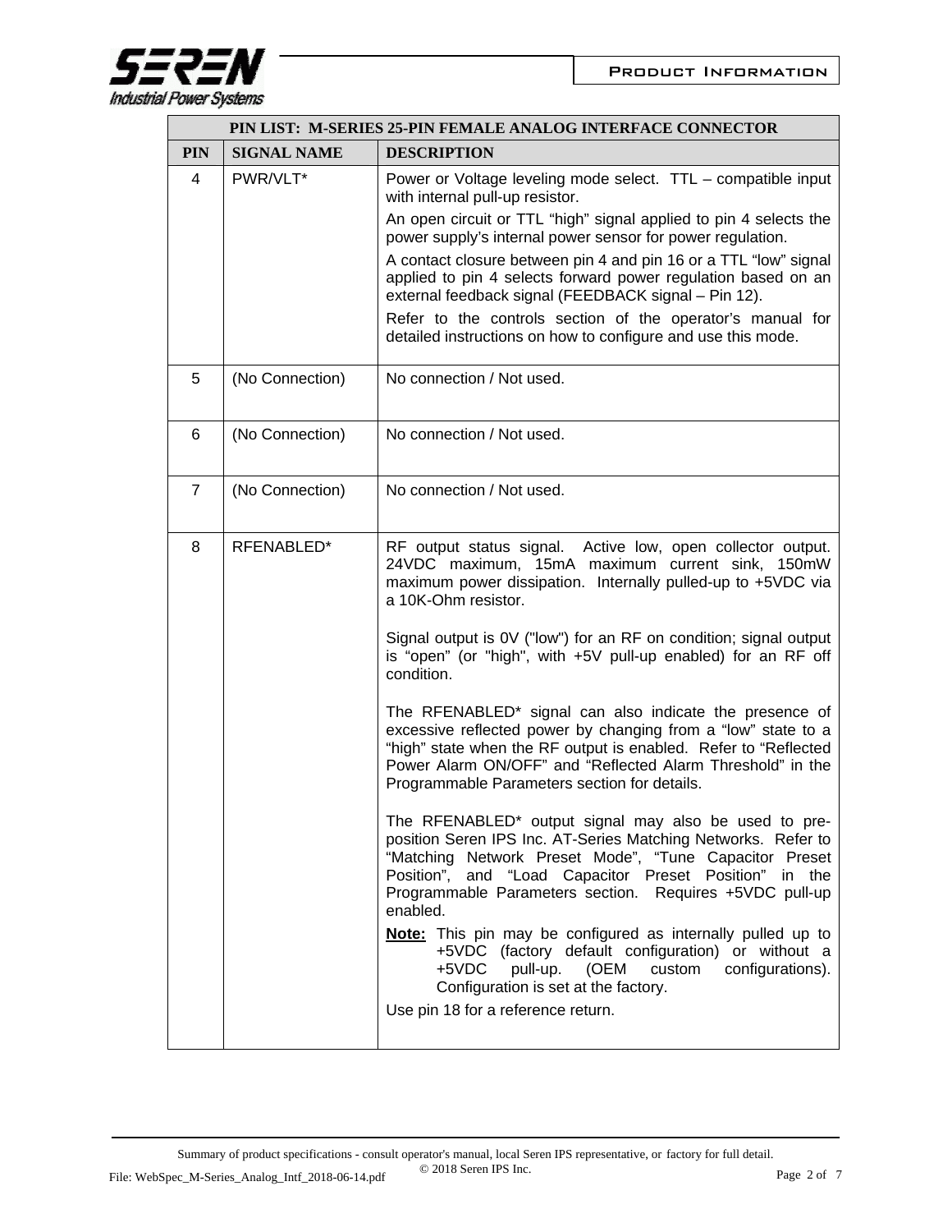| PIN LIST: M-SERIES 25-PIN FEMALE ANALOG INTERFACE CONNECTOR | | |
|---|---|---|
| **PIN** | **SIGNAL NAME** | **DESCRIPTION** |
| 4 | PWR/VLT* | Power or Voltage leveling mode select. TTL – compatible input with internal pull-up resistor.<br><br>An open circuit or TTL "high" signal applied to pin 4 selects the power supply's internal power sensor for power regulation.<br><br>A contact closure between pin 4 and pin 16 or a TTL "low" signal applied to pin 4 selects forward power regulation based on an external feedback signal (FEEDBACK signal – Pin 12).<br><br>Refer to the controls section of the operator's manual for detailed instructions on how to configure and use this mode. |
| 5 | (No Connection) | No connection / Not used. |
| 6 | (No Connection) | No connection / Not used. |
| 7 | (No Connection) | No connection / Not used. |
| 8 | RFENABLED* | RF output status signal. Active low, open collector output. 24VDC maximum, 15mA maximum current sink, 150mW maximum power dissipation. Internally pulled-up to +5VDC via a 10K-Ohm resistor.<br><br>Signal output is 0V ("low") for an RF on condition; signal output is "open" (or "high", with +5V pull-up enabled) for an RF off condition.<br><br>The RFENABLED* signal can also indicate the presence of excessive reflected power by changing from a "low" state to a "high" state when the RF output is enabled. Refer to "Reflected Power Alarm ON/OFF" and "Reflected Alarm Threshold" in the Programmable Parameters section for details.<br><br>The RFENABLED* output signal may also be used to pre-position Seren IPS Inc. AT-Series Matching Networks. Refer to "Matching Network Preset Mode", "Tune Capacitor Preset Position", and "Load Capacitor Preset Position" in the Programmable Parameters section. Requires +5VDC pull-up enabled.<br><br>**Note:** This pin may be configured as internally pulled up to +5VDC (factory default configuration) or without a +5VDC pull-up. (OEM custom configurations). Configuration is set at the factory.<br><br>Use pin 18 for a reference return. |

Summary of product specifications - consult operator's manual, local Seren IPS representative, or factory for full detail.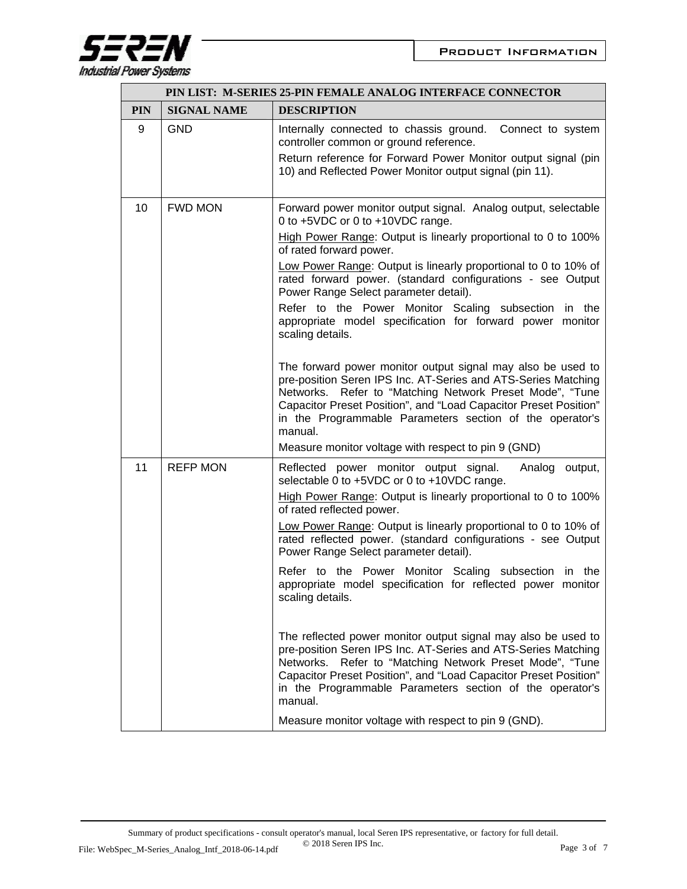| PIN LIST: M-SERIES 25-PIN FEMALE ANALOG INTERFACE CONNECTOR | | |
|---|---|---|
| **PIN** | **SIGNAL NAME** | **DESCRIPTION** |
| 9 | GND | Internally connected to chassis ground. Connect to system controller common or ground reference.<br><br>Return reference for Forward Power Monitor output signal (pin 10) and Reflected Power Monitor output signal (pin 11). |
| 10 | FWD MON | Forward power monitor output signal. Analog output, selectable 0 to +5VDC or 0 to +10VDC range.<br><br>High Power Range: Output is linearly proportional to 0 to 100% of rated forward power.<br><br>Low Power Range: Output is linearly proportional to 0 to 10% of rated forward power. (standard configurations - see Output Power Range Select parameter detail).<br><br>Refer to the Power Monitor Scaling subsection in the appropriate model specification for forward power monitor scaling details.<br><br>The forward power monitor output signal may also be used to pre-position Seren IPS Inc. AT-Series and ATS-Series Matching Networks. Refer to "Matching Network Preset Mode", "Tune Capacitor Preset Position", and "Load Capacitor Preset Position" in the Programmable Parameters section of the operator's manual.<br><br>Measure monitor voltage with respect to pin 9 (GND) |
| 11 | REFP MON | Reflected power monitor output signal. Analog output, selectable 0 to +5VDC or 0 to +10VDC range.<br><br>High Power Range: Output is linearly proportional to 0 to 100% of rated reflected power.<br><br>Low Power Range: Output is linearly proportional to 0 to 10% of rated reflected power. (standard configurations - see Output Power Range Select parameter detail).<br><br>Refer to the Power Monitor Scaling subsection in the appropriate model specification for reflected power monitor scaling details.<br><br>The reflected power monitor output signal may also be used to pre-position Seren IPS Inc. AT-Series and ATS-Series Matching Networks. Refer to "Matching Network Preset Mode", "Tune Capacitor Preset Position", and "Load Capacitor Preset Position" in the Programmable Parameters section of the operator's manual.<br><br>Measure monitor voltage with respect to pin 9 (GND). |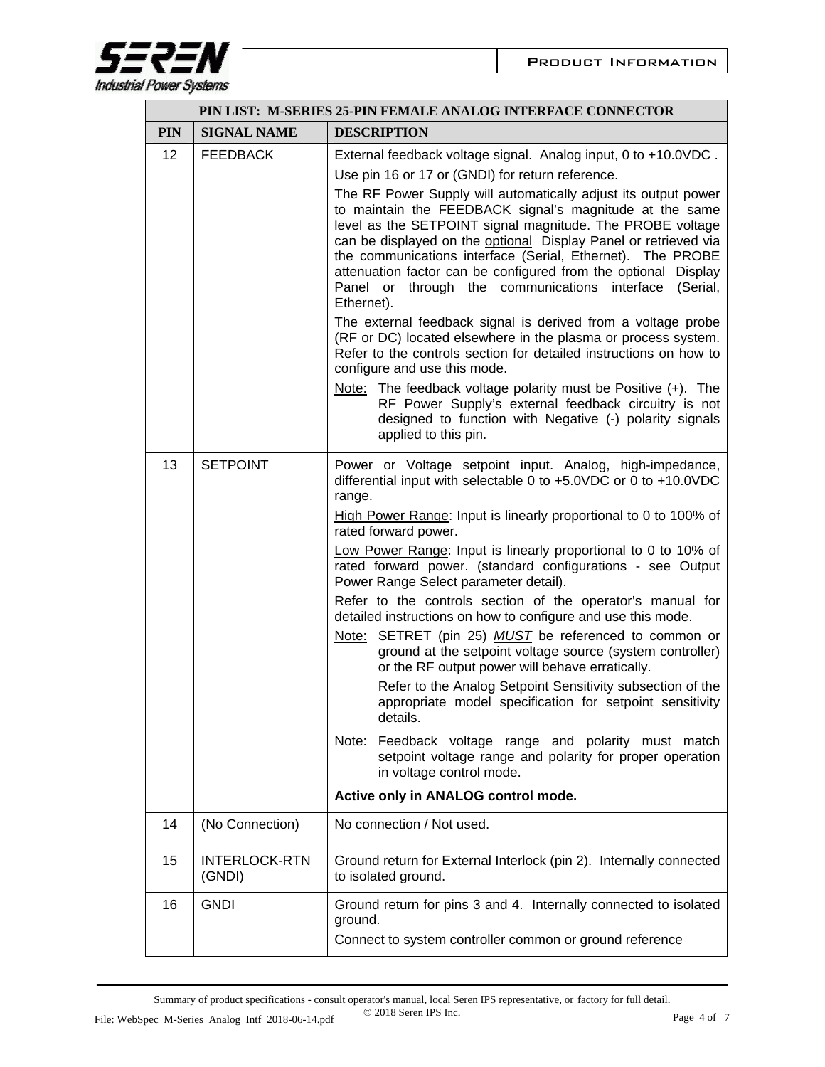| PIN LIST: M-SERIES 25-PIN FEMALE ANALOG INTERFACE CONNECTOR | | |
|---|---|---|
| **PIN** | **SIGNAL NAME** | **DESCRIPTION** |
| 12 | FEEDBACK | External feedback voltage signal. Analog input, 0 to +10.0VDC .<br><br>Use pin 16 or 17 or (GNDI) for return reference.<br><br>The RF Power Supply will automatically adjust its output power to maintain the FEEDBACK signal's magnitude at the same level as the SETPOINT signal magnitude. The PROBE voltage can be displayed on the <u>optional</u> Display Panel or retrieved via the communications interface (Serial, Ethernet). The PROBE attenuation factor can be configured from the optional Display Panel or through the communications interface (Serial, Ethernet).<br><br>The external feedback signal is derived from a voltage probe (RF or DC) located elsewhere in the plasma or process system. Refer to the controls section for detailed instructions on how to configure and use this mode.<br><br><u>Note:</u> The feedback voltage polarity must be Positive (+). The RF Power Supply's external feedback circuitry is not designed to function with Negative (-) polarity signals applied to this pin. |
| 13 | SETPOINT | Power or Voltage setpoint input. Analog, high-impedance, differential input with selectable 0 to +5.0VDC or 0 to +10.0VDC range.<br><br><u>High Power Range</u>: Input is linearly proportional to 0 to 100% of rated forward power.<br><br><u>Low Power Range</u>: Input is linearly proportional to 0 to 10% of rated forward power. (standard configurations - see Output Power Range Select parameter detail).<br><br>Refer to the controls section of the operator's manual for detailed instructions on how to configure and use this mode.<br><br><u>Note:</u> SETRET (pin 25) <u>***MUST***</u> be referenced to common or ground at the setpoint voltage source (system controller) or the RF output power will behave erratically.<br><br>Refer to the Analog Setpoint Sensitivity subsection of the appropriate model specification for setpoint sensitivity details.<br><br><u>Note:</u> Feedback voltage range and polarity must match setpoint voltage range and polarity for proper operation in voltage control mode.<br><br>**Active only in ANALOG control mode.** |
| 14 | (No Connection) | No connection / Not used. |
| 15 | INTERLOCK-RTN (GNDI) | Ground return for External Interlock (pin 2). Internally connected to isolated ground. |
| 16 | GNDI | Ground return for pins 3 and 4. Internally connected to isolated ground.<br><br>Connect to system controller common or ground reference |

Summary of product specifications - consult operator's manual, local Seren IPS representative, or factory for full detail.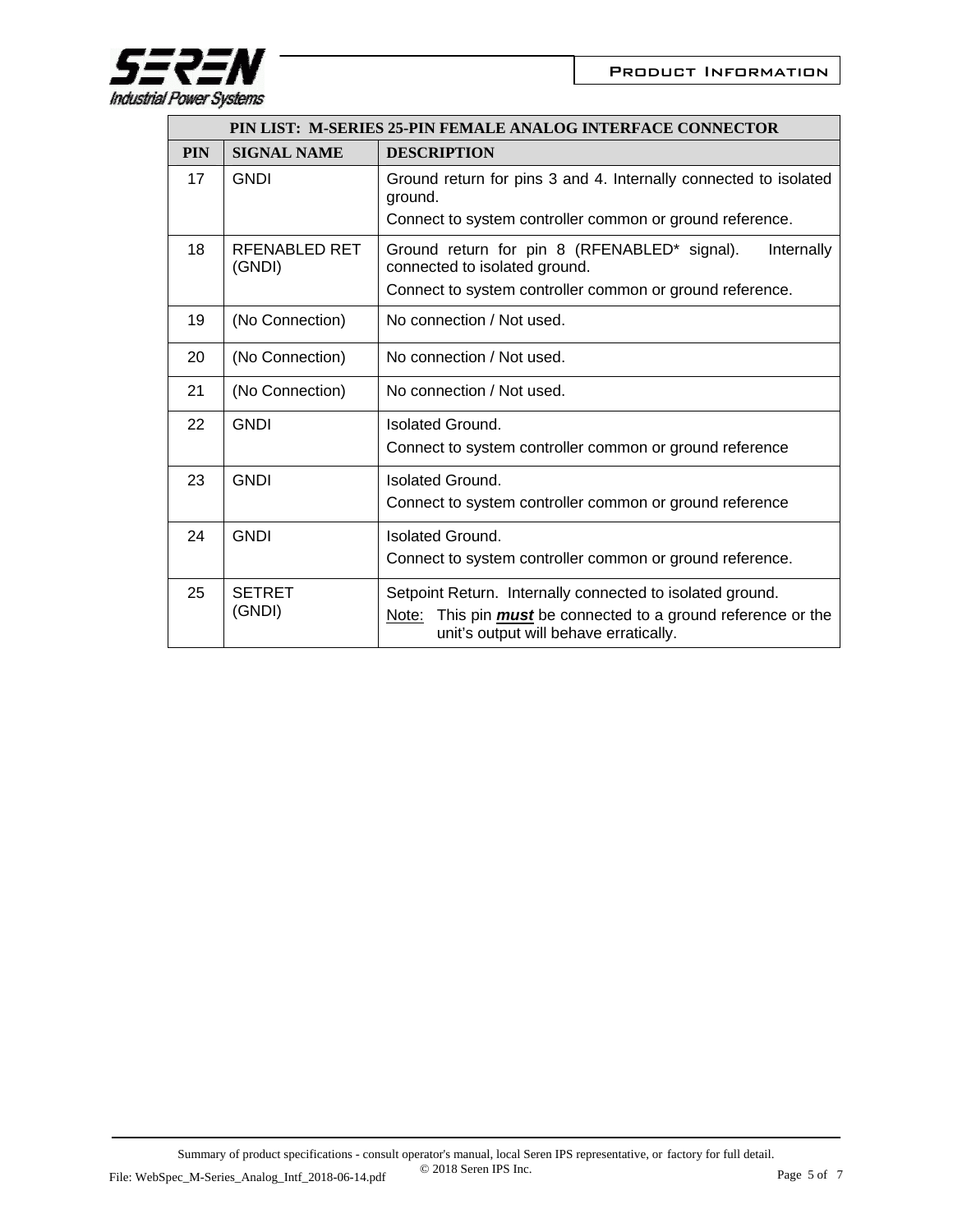| PIN LIST: M-SERIES 25-PIN FEMALE ANALOG INTERFACE CONNECTOR | | |
|---|---|---|
| **PIN** | **SIGNAL NAME** | **DESCRIPTION** |
| 17 | GNDI | Ground return for pins 3 and 4. Internally connected to isolated ground.<br>Connect to system controller common or ground reference. |
| 18 | RFENABLED RET (GNDI) | Ground return for pin 8 (RFENABLED* signal). Internally connected to isolated ground.<br>Connect to system controller common or ground reference. |
| 19 | (No Connection) | No connection / Not used. |
| 20 | (No Connection) | No connection / Not used. |
| 21 | (No Connection) | No connection / Not used. |
| 22 | GNDI | Isolated Ground.<br>Connect to system controller common or ground reference |
| 23 | GNDI | Isolated Ground.<br>Connect to system controller common or ground reference |
| 24 | GNDI | Isolated Ground.<br>Connect to system controller common or ground reference. |
| 25 | SETRET (GNDI) | Setpoint Return. Internally connected to isolated ground.<br>Note: This pin ***must*** be connected to a ground reference or the unit's output will behave erratically. |

Summary of product specifications - consult operator's manual, local Seren IPS representative, or factory for full detail.
© 2018 Seren IPS Inc.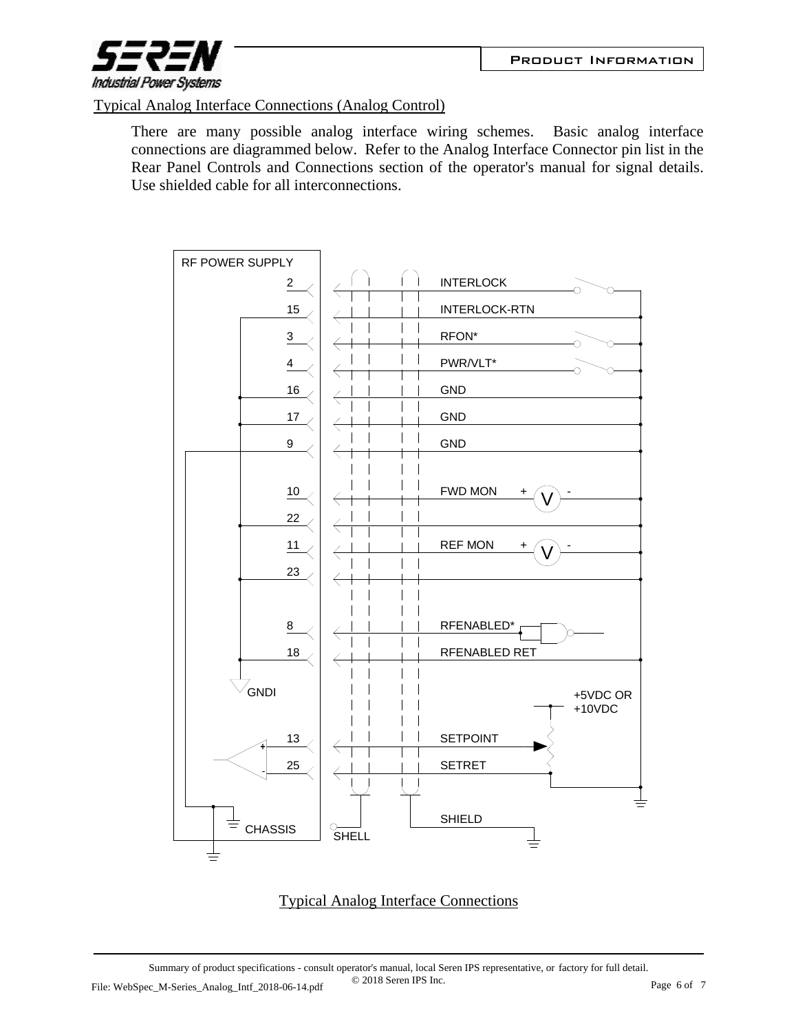Typical Analog Interface Connections (Analog Control)

There are many possible analog interface wiring schemes. Basic analog interface connections are diagrammed below. Refer to the Analog Interface Connector pin list in the Rear Panel Controls and Connections section of the operator's manual for signal details. Use shielded cable for all interconnections.

RF POWER SUPPLY

2 INTERLOCK
15 INTERLOCK-RTN
3 RFON*
4 PWR/VLT*
16 GND
17 GND
9 GND
10 FWD MON + V -
22
11 REF MON + V -
23
8 RFENABLED*
18 RFENABLED RET
GNDI
+5VDC OR +10VDC
13 SETPOINT
25 SETRET
SHIELD
CHASSIS
SHELL

Typical Analog Interface Connections

Summary of product specifications - consult operator's manual, local Seren IPS representative, or factory for full detail.
© 2018 Seren IPS Inc.

File: WebSpec_M-Series_Analog_Intf_2018-06-14.pdf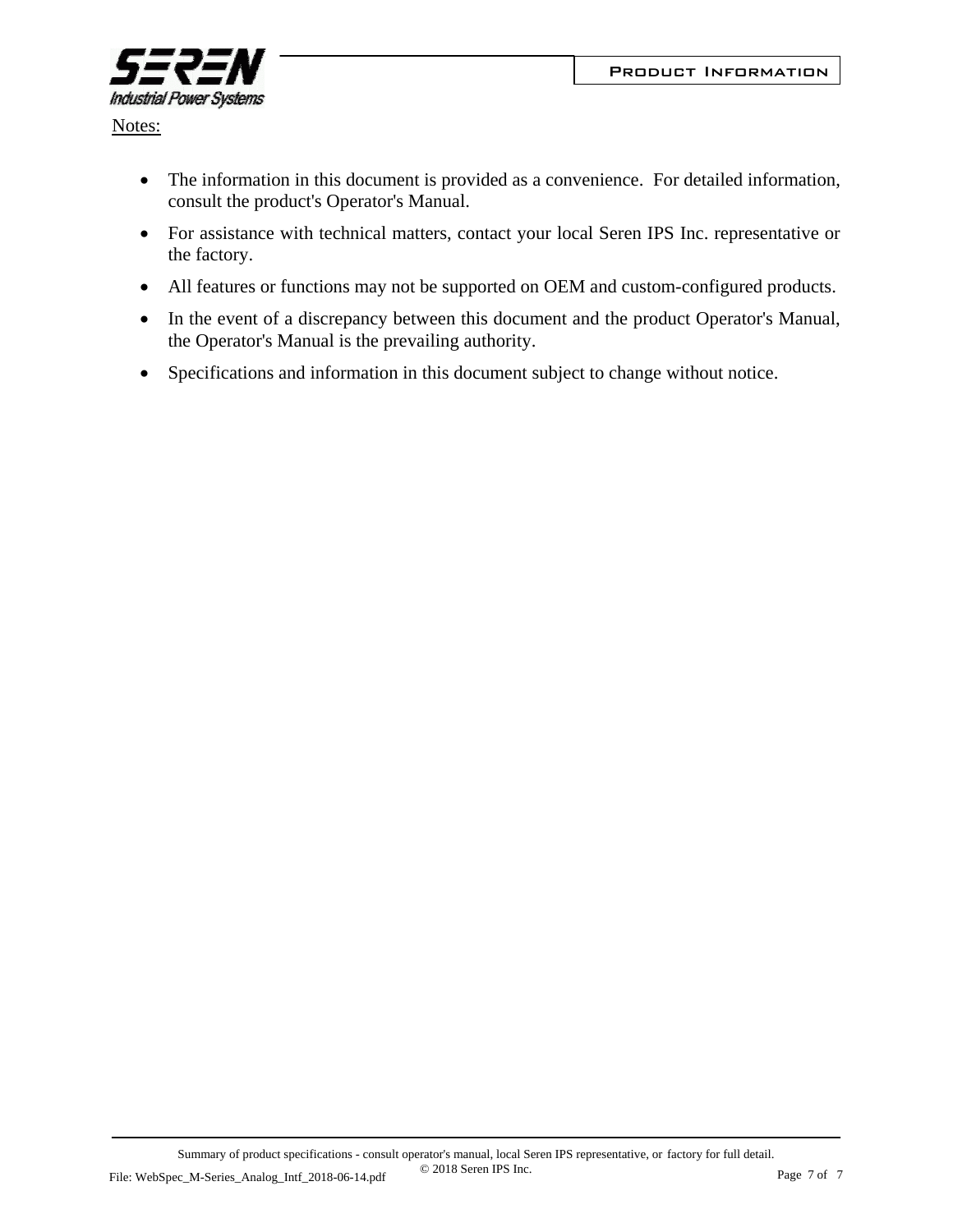Notes:

- The information in this document is provided as a convenience. For detailed information, consult the product's Operator's Manual.
- For assistance with technical matters, contact your local Seren IPS Inc. representative or the factory.
- All features or functions may not be supported on OEM and custom-configured products.
- In the event of a discrepancy between this document and the product Operator's Manual, the Operator's Manual is the prevailing authority.
- Specifications and information in this document subject to change without notice.